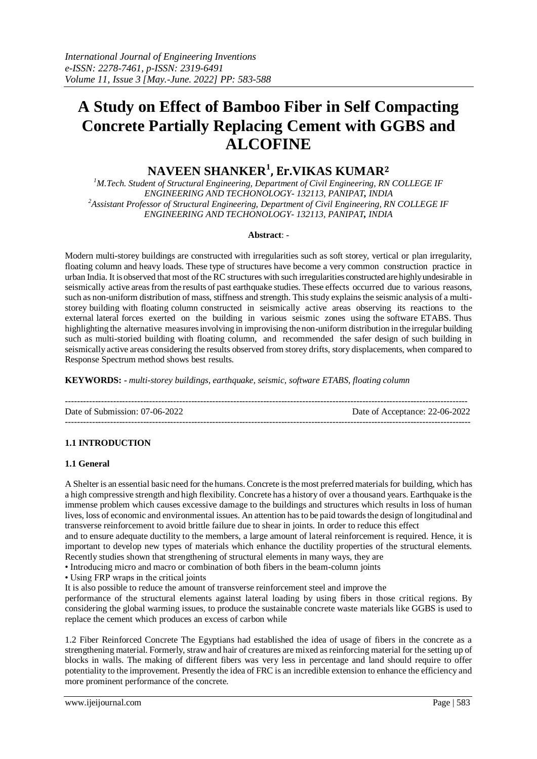# A Study on Effect of Bamboo Fiber in Self Compacting Concrete Partially Replacing Cement with GGBS and ALCOFINE

## NAVEEN SHANKER[1], Er.VIKAS KUMAR[2]

*[1]M.Tech. Student of Structural Engineering, Department of Civil Engineering, RN COLLEGE IF ENGINEERING AND TECHONOLOGY- 132113, PANIPAT, INDIA*
*[2]Assistant Professor of Structural Engineering, Department of Civil Engineering, RN COLLEGE IF ENGINEERING AND TECHONOLOGY- 132113, PANIPAT, INDIA*

**Abstract**: -

Modern multi-storey buildings are constructed with irregularities such as soft storey, vertical or plan irregularity, floating column and heavy loads. These type of structures have become a very common construction practice in urban India. It is observed that most of the RC structures with such irregularities constructed are highly undesirable in seismically active areas from the results of past earthquake studies. These effects occurred due to various reasons, such as non-uniform distribution of mass, stiffness and strength. This study explains the seismic analysis of a multi-storey building with floating column constructed in seismically active areas observing its reactions to the external lateral forces exerted on the building in various seismic zones using the software ETABS. Thus highlighting the alternative measures involving in improvising the non-uniform distribution in the irregular building such as multi-storied building with floating column, and recommended the safer design of such building in seismically active areas considering the results observed from storey drifts, story displacements, when compared to Response Spectrum method shows best results.

**KEYWORDS: -** *multi-storey buildings, earthquake, seismic, software ETABS, floating column*

---

Date of Submission: 07-06-2022 | Date of Acceptance: 22-06-2022

---

### 1.1 INTRODUCTION

#### 1.1 General

A Shelter is an essential basic need for the humans. Concrete is the most preferred materials for building, which has a high compressive strength and high flexibility. Concrete has a history of over a thousand years. Earthquake is the immense problem which causes excessive damage to the buildings and structures which results in loss of human lives, loss of economic and environmental issues. An attention has to be paid towards the design of longitudinal and transverse reinforcement to avoid brittle failure due to shear in joints. In order to reduce this effect and to ensure adequate ductility to the members, a large amount of lateral reinforcement is required. Hence, it is important to develop new types of materials which enhance the ductility properties of the structural elements. Recently studies shown that strengthening of structural elements in many ways, they are

- Introducing micro and macro or combination of both fibers in the beam-column joints
- Using FRP wraps in the critical joints

It is also possible to reduce the amount of transverse reinforcement steel and improve the performance of the structural elements against lateral loading by using fibers in those critical regions. By considering the global warming issues, to produce the sustainable concrete waste materials like GGBS is used to replace the cement which produces an excess of carbon while

1.2 Fiber Reinforced Concrete The Egyptians had established the idea of usage of fibers in the concrete as a strengthening material. Formerly, straw and hair of creatures are mixed as reinforcing material for the setting up of blocks in walls. The making of different fibers was very less in percentage and land should require to offer potentiality to the improvement. Presently the idea of FRC is an incredible extension to enhance the efficiency and more prominent performance of the concrete.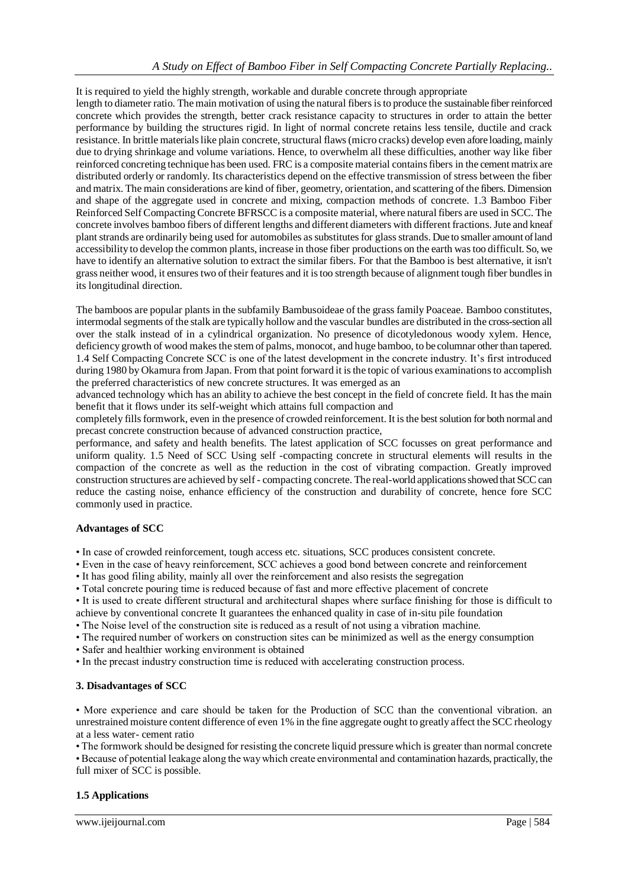It is required to yield the highly strength, workable and durable concrete through appropriate length to diameter ratio. The main motivation of using the natural fibers is to produce the sustainable fiber reinforced concrete which provides the strength, better crack resistance capacity to structures in order to attain the better performance by building the structures rigid. In light of normal concrete retains less tensile, ductile and crack resistance. In brittle materials like plain concrete, structural flaws (micro cracks) develop even afore loading, mainly due to drying shrinkage and volume variations. Hence, to overwhelm all these difficulties, another way like fiber reinforced concreting technique has been used. FRC is a composite material contains fibers in the cement matrix are distributed orderly or randomly. Its characteristics depend on the effective transmission of stress between the fiber and matrix. The main considerations are kind of fiber, geometry, orientation, and scattering of the fibers. Dimension and shape of the aggregate used in concrete and mixing, compaction methods of concrete. 1.3 Bamboo Fiber Reinforced Self Compacting Concrete BFRSCC is a composite material, where natural fibers are used in SCC. The concrete involves bamboo fibers of different lengths and different diameters with different fractions. Jute and kneaf plant strands are ordinarily being used for automobiles as substitutes for glass strands. Due to smaller amount of land accessibility to develop the common plants, increase in those fiber productions on the earth was too difficult. So, we have to identify an alternative solution to extract the similar fibers. For that the Bamboo is best alternative, it isn't grass neither wood, it ensures two of their features and it is too strength because of alignment tough fiber bundles in its longitudinal direction.

The bamboos are popular plants in the subfamily Bambusoideae of the grass family Poaceae. Bamboo constitutes, intermodal segments of the stalk are typically hollow and the vascular bundles are distributed in the cross-section all over the stalk instead of in a cylindrical organization. No presence of dicotyledonous woody xylem. Hence, deficiency growth of wood makes the stem of palms, monocot, and huge bamboo, to be columnar other than tapered. 1.4 Self Compacting Concrete SCC is one of the latest development in the concrete industry. It's first introduced during 1980 by Okamura from Japan. From that point forward it is the topic of various examinations to accomplish the preferred characteristics of new concrete structures. It was emerged as an advanced technology which has an ability to achieve the best concept in the field of concrete field. It has the main benefit that it flows under its self-weight which attains full compaction and completely fills formwork, even in the presence of crowded reinforcement. It is the best solution for both normal and precast concrete construction because of advanced construction practice, performance, and safety and health benefits. The latest application of SCC focusses on great performance and uniform quality. 1.5 Need of SCC Using self -compacting concrete in structural elements will results in the compaction of the concrete as well as the reduction in the cost of vibrating compaction. Greatly improved construction structures are achieved by self - compacting concrete. The real-world applications showed that SCC can reduce the casting noise, enhance efficiency of the construction and durability of concrete, hence fore SCC commonly used in practice.

**Advantages of SCC**

- In case of crowded reinforcement, tough access etc. situations, SCC produces consistent concrete.
- Even in the case of heavy reinforcement, SCC achieves a good bond between concrete and reinforcement
- It has good filing ability, mainly all over the reinforcement and also resists the segregation
- Total concrete pouring time is reduced because of fast and more effective placement of concrete
- It is used to create different structural and architectural shapes where surface finishing for those is difficult to achieve by conventional concrete It guarantees the enhanced quality in case of in-situ pile foundation
- The Noise level of the construction site is reduced as a result of not using a vibration machine.
- The required number of workers on construction sites can be minimized as well as the energy consumption
- Safer and healthier working environment is obtained
- In the precast industry construction time is reduced with accelerating construction process.

**3. Disadvantages of SCC**

- More experience and care should be taken for the Production of SCC than the conventional vibration. an unrestrained moisture content difference of even 1% in the fine aggregate ought to greatly affect the SCC rheology at a less water- cement ratio
- The formwork should be designed for resisting the concrete liquid pressure which is greater than normal concrete
- Because of potential leakage along the way which create environmental and contamination hazards, practically, the full mixer of SCC is possible.

**1.5 Applications**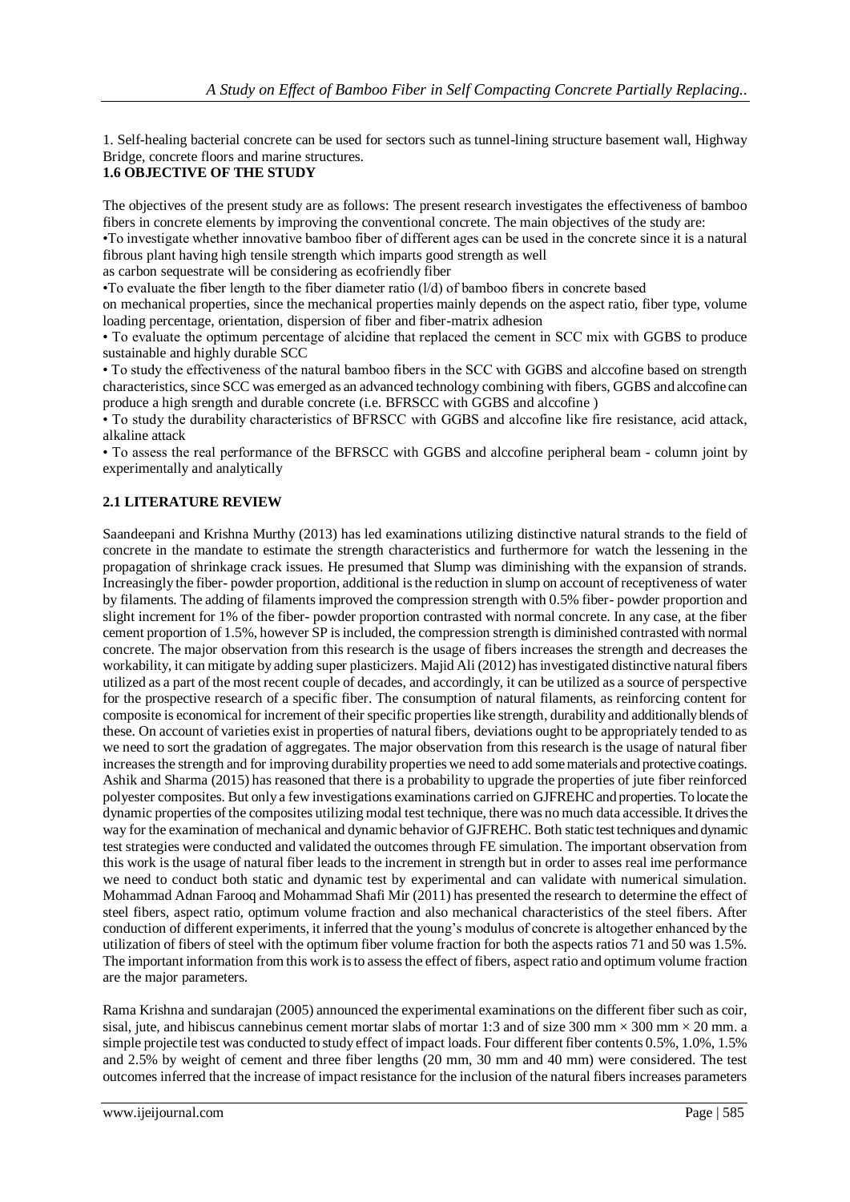1. Self-healing bacterial concrete can be used for sectors such as tunnel-lining structure basement wall, Highway Bridge, concrete floors and marine structures.

### 1.6 OBJECTIVE OF THE STUDY

The objectives of the present study are as follows: The present research investigates the effectiveness of bamboo fibers in concrete elements by improving the conventional concrete. The main objectives of the study are:

•To investigate whether innovative bamboo fiber of different ages can be used in the concrete since it is a natural fibrous plant having high tensile strength which imparts good strength as well as carbon sequestrate will be considering as ecofriendly fiber

•To evaluate the fiber length to the fiber diameter ratio (l/d) of bamboo fibers in concrete based on mechanical properties, since the mechanical properties mainly depends on the aspect ratio, fiber type, volume loading percentage, orientation, dispersion of fiber and fiber-matrix adhesion

• To evaluate the optimum percentage of alcidine that replaced the cement in SCC mix with GGBS to produce sustainable and highly durable SCC

• To study the effectiveness of the natural bamboo fibers in the SCC with GGBS and alccofine based on strength characteristics, since SCC was emerged as an advanced technology combining with fibers, GGBS and alccofine can produce a high srength and durable concrete (i.e. BFRSCC with GGBS and alccofine )

• To study the durability characteristics of BFRSCC with GGBS and alccofine like fire resistance, acid attack, alkaline attack

• To assess the real performance of the BFRSCC with GGBS and alccofine peripheral beam - column joint by experimentally and analytically

## 2.1 LITERATURE REVIEW

Saandeepani and Krishna Murthy (2013) has led examinations utilizing distinctive natural strands to the field of concrete in the mandate to estimate the strength characteristics and furthermore for watch the lessening in the propagation of shrinkage crack issues. He presumed that Slump was diminishing with the expansion of strands. Increasingly the fiber- powder proportion, additional is the reduction in slump on account of receptiveness of water by filaments. The adding of filaments improved the compression strength with 0.5% fiber- powder proportion and slight increment for 1% of the fiber- powder proportion contrasted with normal concrete. In any case, at the fiber cement proportion of 1.5%, however SP is included, the compression strength is diminished contrasted with normal concrete. The major observation from this research is the usage of fibers increases the strength and decreases the workability, it can mitigate by adding super plasticizers. Majid Ali (2012) has investigated distinctive natural fibers utilized as a part of the most recent couple of decades, and accordingly, it can be utilized as a source of perspective for the prospective research of a specific fiber. The consumption of natural filaments, as reinforcing content for composite is economical for increment of their specific properties like strength, durability and additionally blends of these. On account of varieties exist in properties of natural fibers, deviations ought to be appropriately tended to as we need to sort the gradation of aggregates. The major observation from this research is the usage of natural fiber increases the strength and for improving durability properties we need to add some materials and protective coatings. Ashik and Sharma (2015) has reasoned that there is a probability to upgrade the properties of jute fiber reinforced polyester composites. But only a few investigations examinations carried on GJFREHC and properties. To locate the dynamic properties of the composites utilizing modal test technique, there was no much data accessible. It drives the way for the examination of mechanical and dynamic behavior of GJFREHC. Both static test techniques and dynamic test strategies were conducted and validated the outcomes through FE simulation. The important observation from this work is the usage of natural fiber leads to the increment in strength but in order to asses real ime performance we need to conduct both static and dynamic test by experimental and can validate with numerical simulation. Mohammad Adnan Farooq and Mohammad Shafi Mir (2011) has presented the research to determine the effect of steel fibers, aspect ratio, optimum volume fraction and also mechanical characteristics of the steel fibers. After conduction of different experiments, it inferred that the young's modulus of concrete is altogether enhanced by the utilization of fibers of steel with the optimum fiber volume fraction for both the aspects ratios 71 and 50 was 1.5%. The important information from this work is to assess the effect of fibers, aspect ratio and optimum volume fraction are the major parameters.

Rama Krishna and sundarajan (2005) announced the experimental examinations on the different fiber such as coir, sisal, jute, and hibiscus cannebinus cement mortar slabs of mortar 1:3 and of size 300 mm × 300 mm × 20 mm. a simple projectile test was conducted to study effect of impact loads. Four different fiber contents 0.5%, 1.0%, 1.5% and 2.5% by weight of cement and three fiber lengths (20 mm, 30 mm and 40 mm) were considered. The test outcomes inferred that the increase of impact resistance for the inclusion of the natural fibers increases parameters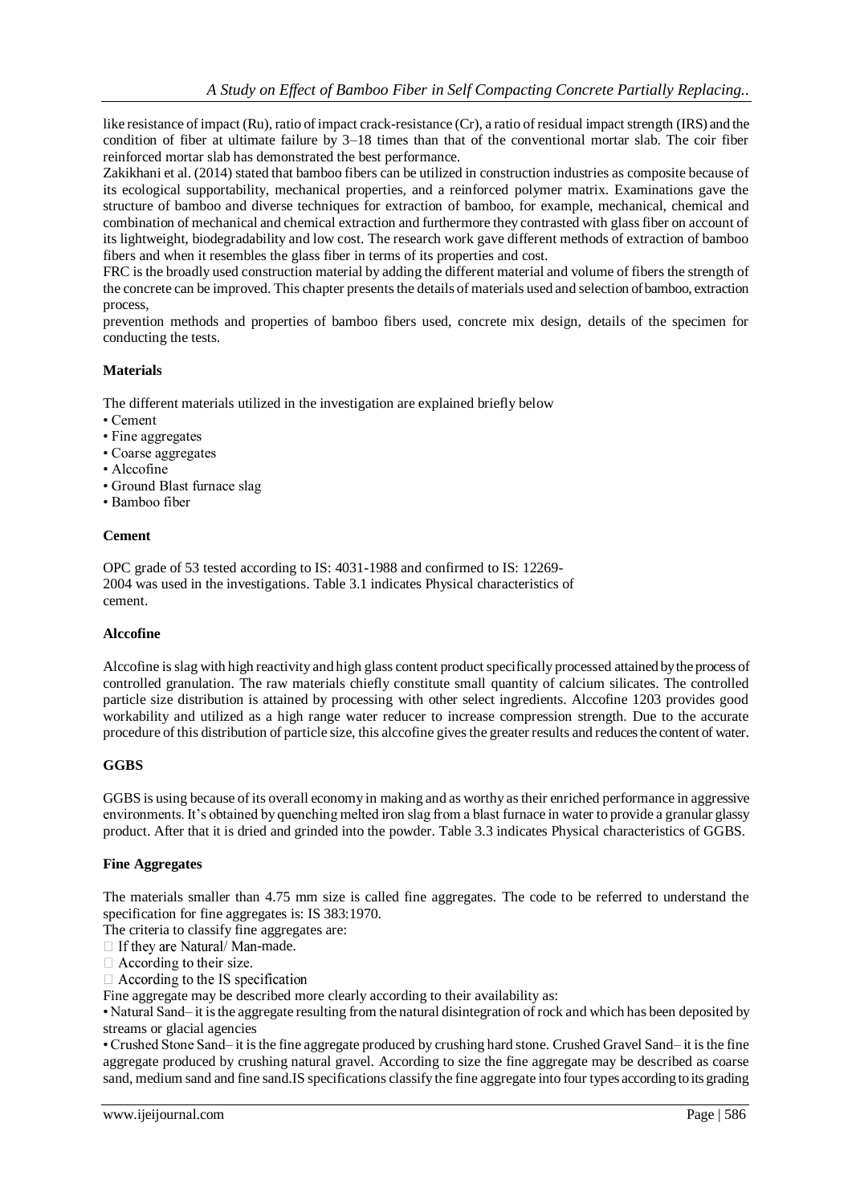like resistance of impact (Ru), ratio of impact crack-resistance (Cr), a ratio of residual impact strength (IRS) and the condition of fiber at ultimate failure by 3–18 times than that of the conventional mortar slab. The coir fiber reinforced mortar slab has demonstrated the best performance.

Zakikhani et al. (2014) stated that bamboo fibers can be utilized in construction industries as composite because of its ecological supportability, mechanical properties, and a reinforced polymer matrix. Examinations gave the structure of bamboo and diverse techniques for extraction of bamboo, for example, mechanical, chemical and combination of mechanical and chemical extraction and furthermore they contrasted with glass fiber on account of its lightweight, biodegradability and low cost. The research work gave different methods of extraction of bamboo fibers and when it resembles the glass fiber in terms of its properties and cost.

FRC is the broadly used construction material by adding the different material and volume of fibers the strength of the concrete can be improved. This chapter presents the details of materials used and selection of bamboo, extraction process,

prevention methods and properties of bamboo fibers used, concrete mix design, details of the specimen for conducting the tests.

## Materials

The different materials utilized in the investigation are explained briefly below

- Cement
- Fine aggregates
- Coarse aggregates
- Alccofine
- Ground Blast furnace slag
- Bamboo fiber

## Cement

OPC grade of 53 tested according to IS: 4031-1988 and confirmed to IS: 12269-2004 was used in the investigations. Table 3.1 indicates Physical characteristics of cement.

## Alccofine

Alccofine is slag with high reactivity and high glass content product specifically processed attained by the process of controlled granulation. The raw materials chiefly constitute small quantity of calcium silicates. The controlled particle size distribution is attained by processing with other select ingredients. Alccofine 1203 provides good workability and utilized as a high range water reducer to increase compression strength. Due to the accurate procedure of this distribution of particle size, this alccofine gives the greater results and reduces the content of water.

## GGBS

GGBS is using because of its overall economy in making and as worthy as their enriched performance in aggressive environments. It's obtained by quenching melted iron slag from a blast furnace in water to provide a granular glassy product. After that it is dried and grinded into the powder. Table 3.3 indicates Physical characteristics of GGBS.

## Fine Aggregates

The materials smaller than 4.75 mm size is called fine aggregates. The code to be referred to understand the specification for fine aggregates is: IS 383:1970.

The criteria to classify fine aggregates are:

- If they are Natural/ Man-made.
- According to their size.
- According to the IS specification

Fine aggregate may be described more clearly according to their availability as:

- Natural Sand– it is the aggregate resulting from the natural disintegration of rock and which has been deposited by streams or glacial agencies
- Crushed Stone Sand– it is the fine aggregate produced by crushing hard stone. Crushed Gravel Sand– it is the fine aggregate produced by crushing natural gravel. According to size the fine aggregate may be described as coarse sand, medium sand and fine sand.IS specifications classify the fine aggregate into four types according to its grading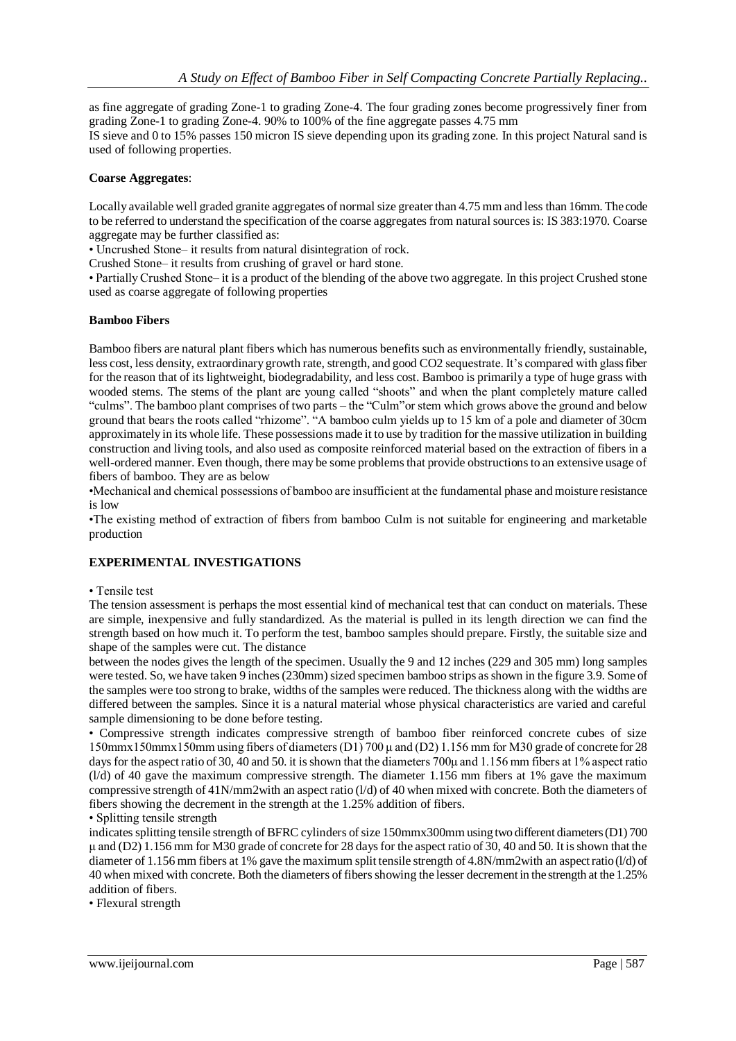as fine aggregate of grading Zone-1 to grading Zone-4. The four grading zones become progressively finer from grading Zone-1 to grading Zone-4. 90% to 100% of the fine aggregate passes 4.75 mm

IS sieve and 0 to 15% passes 150 micron IS sieve depending upon its grading zone. In this project Natural sand is used of following properties.

**Coarse Aggregates**:

Locally available well graded granite aggregates of normal size greater than 4.75 mm and less than 16mm. The code to be referred to understand the specification of the coarse aggregates from natural sources is: IS 383:1970. Coarse aggregate may be further classified as:

• Uncrushed Stone– it results from natural disintegration of rock.

Crushed Stone– it results from crushing of gravel or hard stone.

• Partially Crushed Stone– it is a product of the blending of the above two aggregate. In this project Crushed stone used as coarse aggregate of following properties

**Bamboo Fibers**

Bamboo fibers are natural plant fibers which has numerous benefits such as environmentally friendly, sustainable, less cost, less density, extraordinary growth rate, strength, and good $CO_2$ sequestrate. It's compared with glass fiber for the reason that of its lightweight, biodegradability, and less cost. Bamboo is primarily a type of huge grass with wooded stems. The stems of the plant are young called "shoots" and when the plant completely mature called "culms". The bamboo plant comprises of two parts – the "Culm"or stem which grows above the ground and below ground that bears the roots called "rhizome". "A bamboo culm yields up to 15 km of a pole and diameter of 30cm approximately in its whole life. These possessions made it to use by tradition for the massive utilization in building construction and living tools, and also used as composite reinforced material based on the extraction of fibers in a well-ordered manner. Even though, there may be some problems that provide obstructions to an extensive usage of fibers of bamboo. They are as below

•Mechanical and chemical possessions of bamboo are insufficient at the fundamental phase and moisture resistance is low

•The existing method of extraction of fibers from bamboo Culm is not suitable for engineering and marketable production

**EXPERIMENTAL INVESTIGATIONS**

• Tensile test

The tension assessment is perhaps the most essential kind of mechanical test that can conduct on materials. These are simple, inexpensive and fully standardized. As the material is pulled in its length direction we can find the strength based on how much it. To perform the test, bamboo samples should prepare. Firstly, the suitable size and shape of the samples were cut. The distance

between the nodes gives the length of the specimen. Usually the 9 and 12 inches (229 and 305 mm) long samples were tested. So, we have taken 9 inches (230mm) sized specimen bamboo strips as shown in the figure 3.9. Some of the samples were too strong to brake, widths of the samples were reduced. The thickness along with the widths are differed between the samples. Since it is a natural material whose physical characteristics are varied and careful sample dimensioning to be done before testing.

• Compressive strength indicates compressive strength of bamboo fiber reinforced concrete cubes of size 150mmx150mmx150mm using fibers of diameters (D1) 700 μ and (D2) 1.156 mm for M30 grade of concrete for 28 days for the aspect ratio of 30, 40 and 50. it is shown that the diameters 700μ and 1.156 mm fibers at 1% aspect ratio (l/d) of 40 gave the maximum compressive strength. The diameter 1.156 mm fibers at 1% gave the maximum compressive strength of 41N/mm2with an aspect ratio (l/d) of 40 when mixed with concrete. Both the diameters of fibers showing the decrement in the strength at the 1.25% addition of fibers.

• Splitting tensile strength

indicates splitting tensile strength of BFRC cylinders of size 150mmx300mm using two different diameters (D1) 700 μ and (D2) 1.156 mm for M30 grade of concrete for 28 days for the aspect ratio of 30, 40 and 50. It is shown that the diameter of 1.156 mm fibers at 1% gave the maximum split tensile strength of 4.8N/mm2with an aspect ratio (l/d) of 40 when mixed with concrete. Both the diameters of fibers showing the lesser decrement in the strength at the 1.25% addition of fibers.

• Flexural strength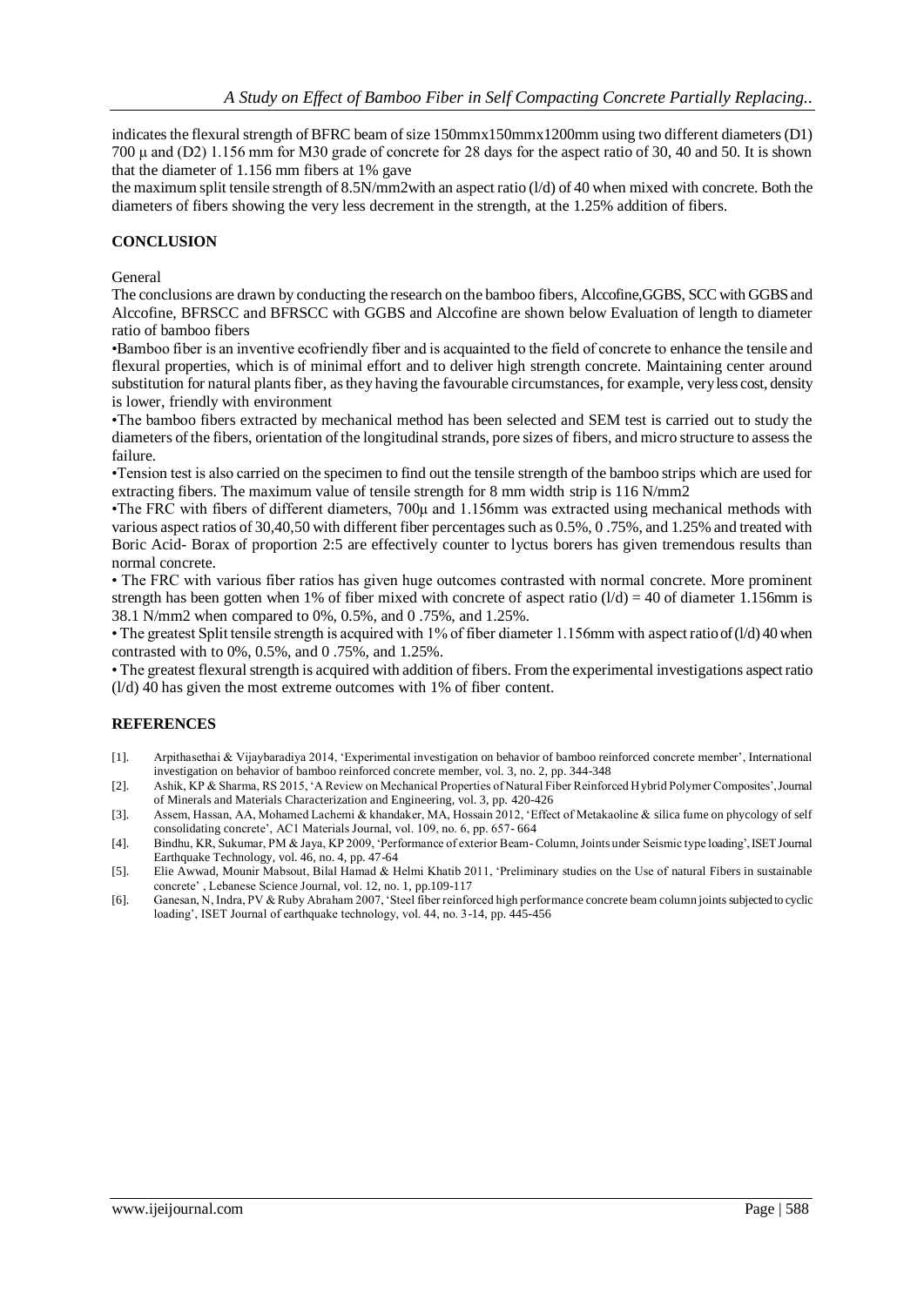indicates the flexural strength of BFRC beam of size 150mmx150mmx1200mm using two different diameters (D1) 700 μ and (D2) 1.156 mm for M30 grade of concrete for 28 days for the aspect ratio of 30, 40 and 50. It is shown that the diameter of 1.156 mm fibers at 1% gave

the maximum split tensile strength of 8.5N/mm2with an aspect ratio (l/d) of 40 when mixed with concrete. Both the diameters of fibers showing the very less decrement in the strength, at the 1.25% addition of fibers.

## CONCLUSION

General

The conclusions are drawn by conducting the research on the bamboo fibers, Alccofine,GGBS, SCC with GGBS and Alccofine, BFRSCC and BFRSCC with GGBS and Alccofine are shown below Evaluation of length to diameter ratio of bamboo fibers

•Bamboo fiber is an inventive ecofriendly fiber and is acquainted to the field of concrete to enhance the tensile and flexural properties, which is of minimal effort and to deliver high strength concrete. Maintaining center around substitution for natural plants fiber, as they having the favourable circumstances, for example, very less cost, density is lower, friendly with environment

•The bamboo fibers extracted by mechanical method has been selected and SEM test is carried out to study the diameters of the fibers, orientation of the longitudinal strands, pore sizes of fibers, and micro structure to assess the failure.

•Tension test is also carried on the specimen to find out the tensile strength of the bamboo strips which are used for extracting fibers. The maximum value of tensile strength for 8 mm width strip is 116 N/mm2

•The FRC with fibers of different diameters, 700μ and 1.156mm was extracted using mechanical methods with various aspect ratios of 30,40,50 with different fiber percentages such as 0.5%, 0 .75%, and 1.25% and treated with Boric Acid- Borax of proportion 2:5 are effectively counter to lyctus borers has given tremendous results than normal concrete.

• The FRC with various fiber ratios has given huge outcomes contrasted with normal concrete. More prominent strength has been gotten when 1% of fiber mixed with concrete of aspect ratio (l/d) = 40 of diameter 1.156mm is 38.1 N/mm2 when compared to 0%, 0.5%, and 0 .75%, and 1.25%.

• The greatest Split tensile strength is acquired with 1% of fiber diameter 1.156mm with aspect ratio of (l/d) 40 when contrasted with to 0%, 0.5%, and 0 .75%, and 1.25%.

• The greatest flexural strength is acquired with addition of fibers. From the experimental investigations aspect ratio (l/d) 40 has given the most extreme outcomes with 1% of fiber content.

## REFERENCES

[1]. Arpithasethai & Vijaybaradiya 2014, 'Experimental investigation on behavior of bamboo reinforced concrete member', International investigation on behavior of bamboo reinforced concrete member, vol. 3, no. 2, pp. 344-348

[2]. Ashik, KP & Sharma, RS 2015, 'A Review on Mechanical Properties of Natural Fiber Reinforced Hybrid Polymer Composites', Journal of Minerals and Materials Characterization and Engineering, vol. 3, pp. 420-426

[3]. Assem, Hassan, AA, Mohamed Lachemi & khandaker, MA, Hossain 2012, 'Effect of Metakaoline & silica fume on phycology of self consolidating concrete', AC1 Materials Journal, vol. 109, no. 6, pp. 657- 664

[4]. Bindhu, KR, Sukumar, PM & Jaya, KP 2009, 'Performance of exterior Beam- Column, Joints under Seismic type loading', ISET Journal Earthquake Technology, vol. 46, no. 4, pp. 47-64

[5]. Elie Awwad, Mounir Mabsout, Bilal Hamad & Helmi Khatib 2011, 'Preliminary studies on the Use of natural Fibers in sustainable concrete' , Lebanese Science Journal, vol. 12, no. 1, pp.109-117

[6]. Ganesan, N, Indra, PV & Ruby Abraham 2007, 'Steel fiber reinforced high performance concrete beam column joints subjected to cyclic loading', ISET Journal of earthquake technology, vol. 44, no. 3-14, pp. 445-456